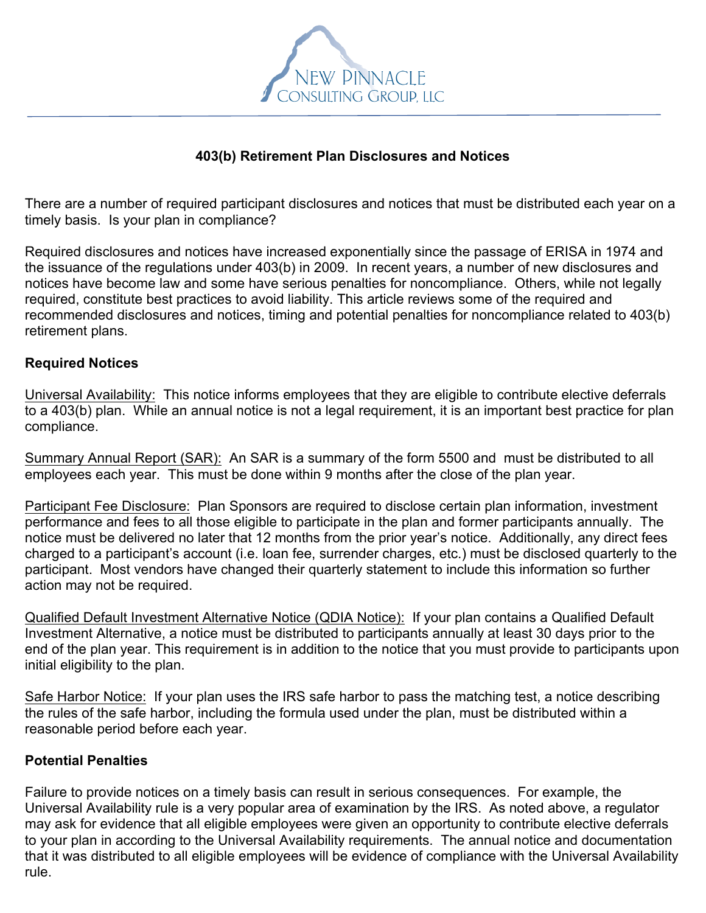# 403(b) Retirement Plan Disclosures and Notices

There are a number of required participant disclosures and notices that must be distributed each year on a timely basis. Is your plan in compliance?

Required disclosures and notices have increased exponentially since the passage of ERISA in 1974 and the issuance of the regulations under 403(b) in 2009. In recent years, a number of new disclosures and notices have become law and some have serious penalties for noncompliance. Others, while not legally required, constitute best practices to avoid liability. This article reviews some of the required and recommended disclosures and notices, timing and potential penalties for noncompliance related to 403(b) retirement plans.

## Required Notices

Universal Availability: This notice informs employees that they are eligible to contribute elective deferrals to a 403(b) plan. While an annual notice is not a legal requirement, it is an important best practice for plan compliance.

Summary Annual Report (SAR): An SAR is a summary of the form 5500 and must be distributed to all employees each year. This must be done within 9 months after the close of the plan year.

Participant Fee Disclosure: Plan Sponsors are required to disclose certain plan information, investment performance and fees to all those eligible to participate in the plan and former participants annually. The notice must be delivered no later that 12 months from the prior year's notice. Additionally, any direct fees charged to a participant's account (i.e. loan fee, surrender charges, etc.) must be disclosed quarterly to the participant. Most vendors have changed their quarterly statement to include this information so further action may not be required.

Qualified Default Investment Alternative Notice (QDIA Notice): If your plan contains a Qualified Default Investment Alternative, a notice must be distributed to participants annually at least 30 days prior to the end of the plan year. This requirement is in addition to the notice that you must provide to participants upon initial eligibility to the plan.

Safe Harbor Notice: If your plan uses the IRS safe harbor to pass the matching test, a notice describing the rules of the safe harbor, including the formula used under the plan, must be distributed within a reasonable period before each year.

## Potential Penalties

Failure to provide notices on a timely basis can result in serious consequences. For example, the Universal Availability rule is a very popular area of examination by the IRS. As noted above, a regulator may ask for evidence that all eligible employees were given an opportunity to contribute elective deferrals to your plan in according to the Universal Availability requirements. The annual notice and documentation that it was distributed to all eligible employees will be evidence of compliance with the Universal Availability rule.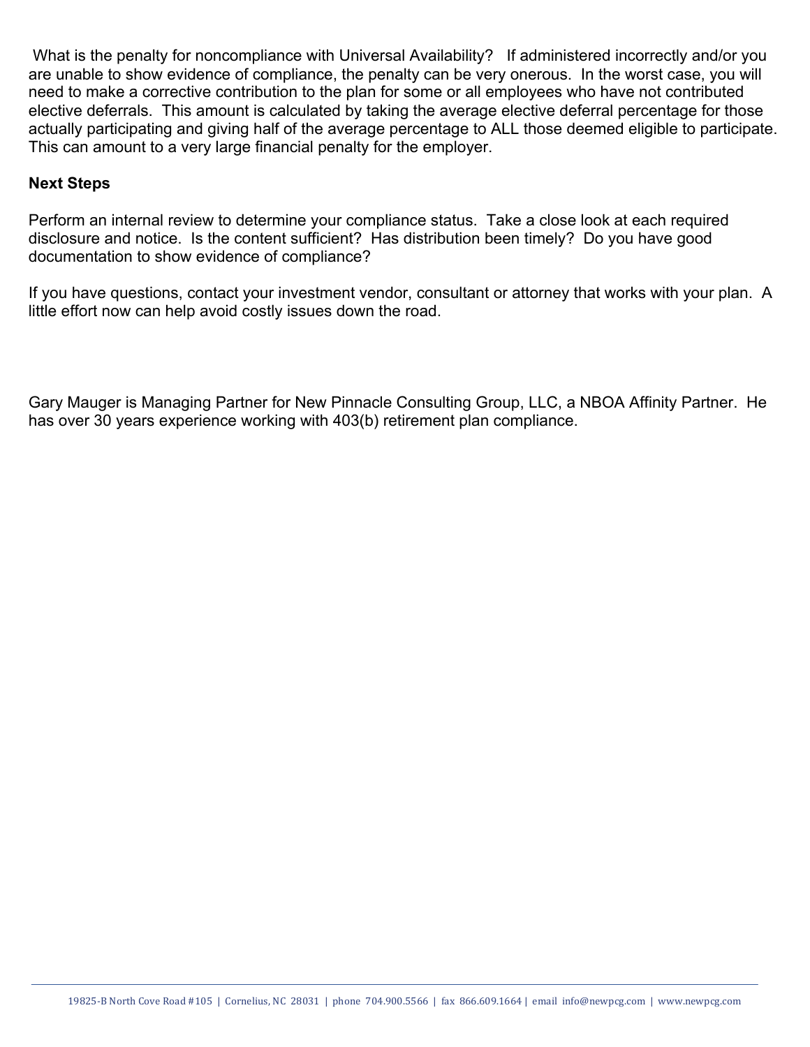What is the penalty for noncompliance with Universal Availability? If administered incorrectly and/or you are unable to show evidence of compliance, the penalty can be very onerous. In the worst case, you will need to make a corrective contribution to the plan for some or all employees who have not contributed elective deferrals. This amount is calculated by taking the average elective deferral percentage for those actually participating and giving half of the average percentage to ALL those deemed eligible to participate. This can amount to a very large financial penalty for the employer.

**Next Steps**

Perform an internal review to determine your compliance status. Take a close look at each required disclosure and notice. Is the content sufficient? Has distribution been timely? Do you have good documentation to show evidence of compliance?

If you have questions, contact your investment vendor, consultant or attorney that works with your plan. A little effort now can help avoid costly issues down the road.

Gary Mauger is Managing Partner for New Pinnacle Consulting Group, LLC, a NBOA Affinity Partner. He has over 30 years experience working with 403(b) retirement plan compliance.

19825-B North Cove Road #105 | Cornelius, NC 28031 | phone 704.900.5566 | fax 866.609.1664 | email info@newpcg.com | www.newpcg.com